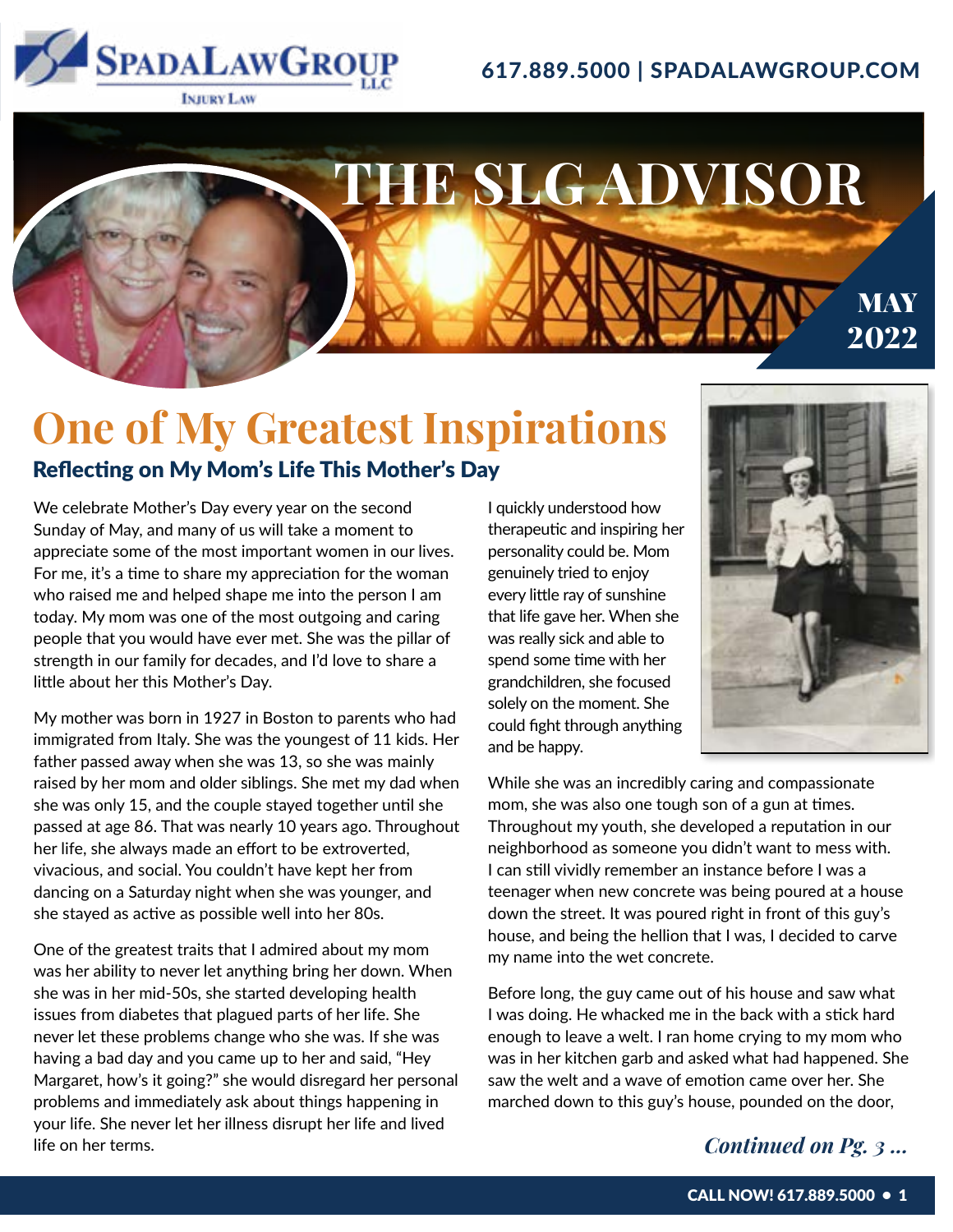SpadaLawGroup LLC
Injury Law

617.889.5000 | SPADALAWGROUP.COM

# THE SLG ADVISOR

MAY 2022

## One of My Greatest Inspirations

### Reflecting on My Mom's Life This Mother's Day

We celebrate Mother's Day every year on the second Sunday of May, and many of us will take a moment to appreciate some of the most important women in our lives. For me, it's a time to share my appreciation for the woman who raised me and helped shape me into the person I am today. My mom was one of the most outgoing and caring people that you would have ever met. She was the pillar of strength in our family for decades, and I'd love to share a little about her this Mother's Day.

My mother was born in 1927 in Boston to parents who had immigrated from Italy. She was the youngest of 11 kids. Her father passed away when she was 13, so she was mainly raised by her mom and older siblings. She met my dad when she was only 15, and the couple stayed together until she passed at age 86. That was nearly 10 years ago. Throughout her life, she always made an effort to be extroverted, vivacious, and social. You couldn't have kept her from dancing on a Saturday night when she was younger, and she stayed as active as possible well into her 80s.

One of the greatest traits that I admired about my mom was her ability to never let anything bring her down. When she was in her mid-50s, she started developing health issues from diabetes that plagued parts of her life. She never let these problems change who she was. If she was having a bad day and you came up to her and said, "Hey Margaret, how's it going?" she would disregard her personal problems and immediately ask about things happening in your life. She never let her illness disrupt her life and lived life on her terms.

I quickly understood how therapeutic and inspiring her personality could be. Mom genuinely tried to enjoy every little ray of sunshine that life gave her. When she was really sick and able to spend some time with her grandchildren, she focused solely on the moment. She could fight through anything and be happy.

While she was an incredibly caring and compassionate mom, she was also one tough son of a gun at times. Throughout my youth, she developed a reputation in our neighborhood as someone you didn't want to mess with. I can still vividly remember an instance before I was a teenager when new concrete was being poured at a house down the street. It was poured right in front of this guy's house, and being the hellion that I was, I decided to carve my name into the wet concrete.

Before long, the guy came out of his house and saw what I was doing. He whacked me in the back with a stick hard enough to leave a welt. I ran home crying to my mom who was in her kitchen garb and asked what had happened. She saw the welt and a wave of emotion came over her. She marched down to this guy's house, pounded on the door,

*Continued on Pg. 3 ...*

CALL NOW! 617.889.5000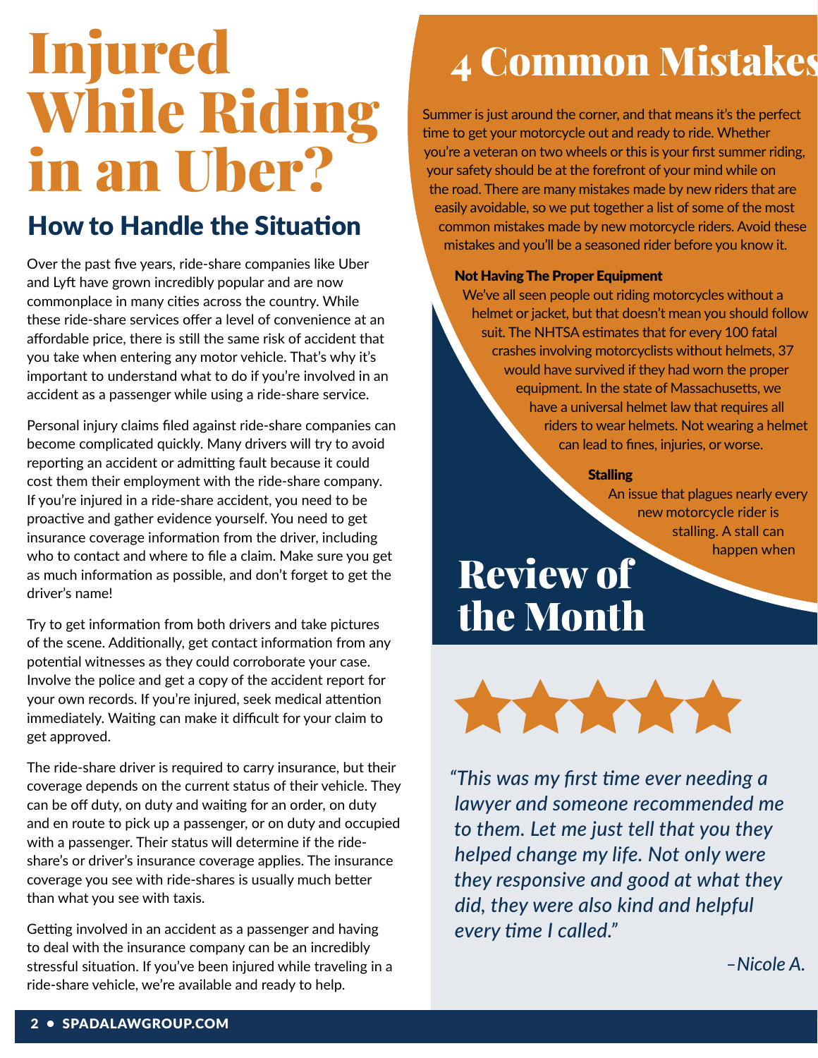# Injured While Riding in an Uber?

## How to Handle the Situation

Over the past five years, ride-share companies like Uber and Lyft have grown incredibly popular and are now commonplace in many cities across the country. While these ride-share services offer a level of convenience at an affordable price, there is still the same risk of accident that you take when entering any motor vehicle. That's why it's important to understand what to do if you're involved in an accident as a passenger while using a ride-share service.

Personal injury claims filed against ride-share companies can become complicated quickly. Many drivers will try to avoid reporting an accident or admitting fault because it could cost them their employment with the ride-share company. If you're injured in a ride-share accident, you need to be proactive and gather evidence yourself. You need to get insurance coverage information from the driver, including who to contact and where to file a claim. Make sure you get as much information as possible, and don't forget to get the driver's name!

Try to get information from both drivers and take pictures of the scene. Additionally, get contact information from any potential witnesses as they could corroborate your case. Involve the police and get a copy of the accident report for your own records. If you're injured, seek medical attention immediately. Waiting can make it difficult for your claim to get approved.

The ride-share driver is required to carry insurance, but their coverage depends on the current status of their vehicle. They can be off duty, on duty and waiting for an order, on duty and en route to pick up a passenger, or on duty and occupied with a passenger. Their status will determine if the ride-share's or driver's insurance coverage applies. The insurance coverage you see with ride-shares is usually much better than what you see with taxis.

Getting involved in an accident as a passenger and having to deal with the insurance company can be an incredibly stressful situation. If you've been injured while traveling in a ride-share vehicle, we're available and ready to help.

# 4 Common Mistakes

Summer is just around the corner, and that means it's the perfect time to get your motorcycle out and ready to ride. Whether you're a veteran on two wheels or this is your first summer riding, your safety should be at the forefront of your mind while on the road. There are many mistakes made by new riders that are easily avoidable, so we put together a list of some of the most common mistakes made by new motorcycle riders. Avoid these mistakes and you'll be a seasoned rider before you know it.

**Not Having The Proper Equipment**

We've all seen people out riding motorcycles without a helmet or jacket, but that doesn't mean you should follow suit. The NHTSA estimates that for every 100 fatal crashes involving motorcyclists without helmets, 37 would have survived if they had worn the proper equipment. In the state of Massachusetts, we have a universal helmet law that requires all riders to wear helmets. Not wearing a helmet can lead to fines, injuries, or worse.

**Stalling**

An issue that plagues nearly every new motorcycle rider is stalling. A stall can happen when

# Review of the Month

★★★★★

*"This was my first time ever needing a lawyer and someone recommended me to them. Let me just tell that you they helped change my life. Not only were they responsive and good at what they did, they were also kind and helpful every time I called."*

*–Nicole A.*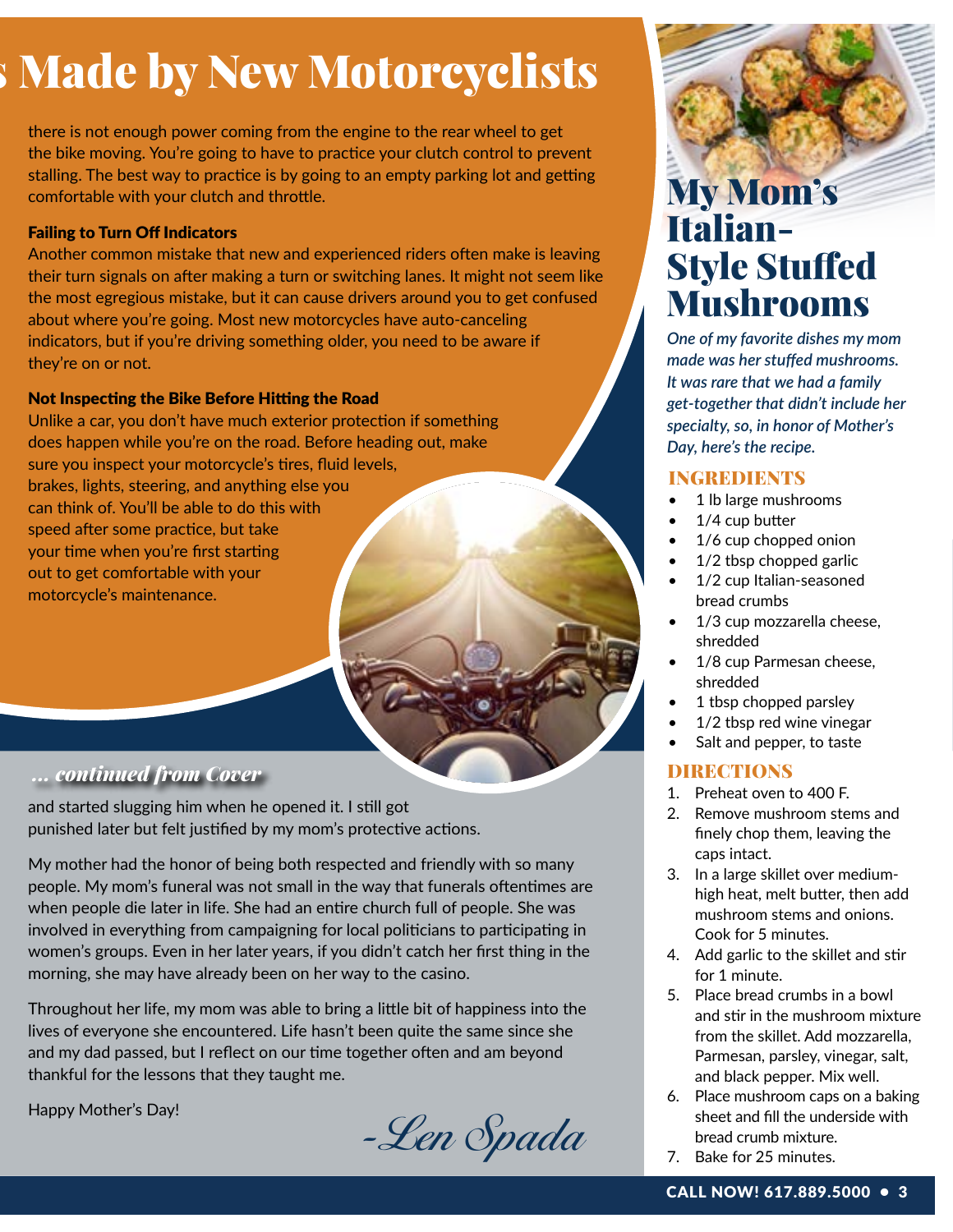# s Made by New Motorcyclists

there is not enough power coming from the engine to the rear wheel to get the bike moving. You're going to have to practice your clutch control to prevent stalling. The best way to practice is by going to an empty parking lot and getting comfortable with your clutch and throttle.

### Failing to Turn Off Indicators

Another common mistake that new and experienced riders often make is leaving their turn signals on after making a turn or switching lanes. It might not seem like the most egregious mistake, but it can cause drivers around you to get confused about where you're going. Most new motorcycles have auto-canceling indicators, but if you're driving something older, you need to be aware if they're on or not.

### Not Inspecting the Bike Before Hitting the Road

Unlike a car, you don't have much exterior protection if something does happen while you're on the road. Before heading out, make sure you inspect your motorcycle's tires, fluid levels, brakes, lights, steering, and anything else you can think of. You'll be able to do this with speed after some practice, but take your time when you're first starting out to get comfortable with your motorcycle's maintenance.

### *... continued from Cover*

and started slugging him when he opened it. I still got punished later but felt justified by my mom's protective actions.

My mother had the honor of being both respected and friendly with so many people. My mom's funeral was not small in the way that funerals oftentimes are when people die later in life. She had an entire church full of people. She was involved in everything from campaigning for local politicians to participating in women's groups. Even in her later years, if you didn't catch her first thing in the morning, she may have already been on her way to the casino.

Throughout her life, my mom was able to bring a little bit of happiness into the lives of everyone she encountered. Life hasn't been quite the same since she and my dad passed, but I reflect on our time together often and am beyond thankful for the lessons that they taught me.

Happy Mother's Day!

*-Len Spada*

# My Mom's Italian-Style Stuffed Mushrooms

*One of my favorite dishes my mom made was her stuffed mushrooms. It was rare that we had a family get-together that didn't include her specialty, so, in honor of Mother's Day, here's the recipe.*

### INGREDIENTS

- 1 lb large mushrooms
- 1/4 cup butter
- 1/6 cup chopped onion
- 1/2 tbsp chopped garlic
- 1/2 cup Italian-seasoned bread crumbs
- 1/3 cup mozzarella cheese, shredded
- 1/8 cup Parmesan cheese, shredded
- 1 tbsp chopped parsley
- 1/2 tbsp red wine vinegar
- Salt and pepper, to taste

### DIRECTIONS

1. Preheat oven to 400 F.
2. Remove mushroom stems and finely chop them, leaving the caps intact.
3. In a large skillet over medium-high heat, melt butter, then add mushroom stems and onions. Cook for 5 minutes.
4. Add garlic to the skillet and stir for 1 minute.
5. Place bread crumbs in a bowl and stir in the mushroom mixture from the skillet. Add mozzarella, Parmesan, parsley, vinegar, salt, and black pepper. Mix well.
6. Place mushroom caps on a baking sheet and fill the underside with bread crumb mixture.
7. Bake for 25 minutes.

CALL NOW! 617.889.5000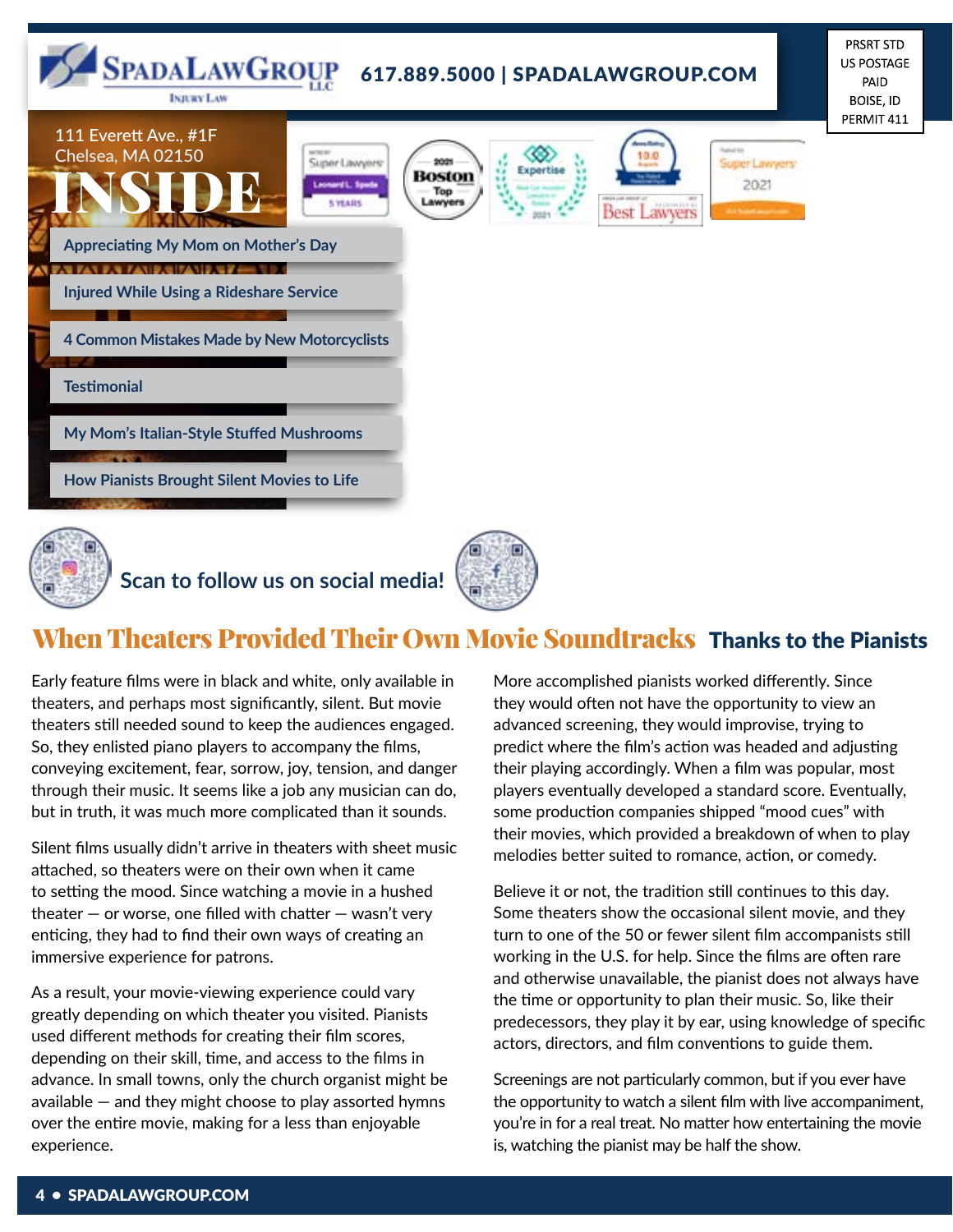SPADA LAW GROUP LLC
Injury Law

617.889.5000 | SPADALAWGROUP.COM

PRSRT STD
US POSTAGE
PAID
BOISE, ID
PERMIT 411

111 Everett Ave., #1F
Chelsea, MA 02150

## INSIDE

- Appreciating My Mom on Mother's Day
- Injured While Using a Rideshare Service
- 4 Common Mistakes Made by New Motorcyclists
- Testimonial
- My Mom's Italian-Style Stuffed Mushrooms
- How Pianists Brought Silent Movies to Life

Scan to follow us on social media!

# When Theaters Provided Their Own Movie Soundtracks Thanks to the Pianists

Early feature films were in black and white, only available in theaters, and perhaps most significantly, silent. But movie theaters still needed sound to keep the audiences engaged. So, they enlisted piano players to accompany the films, conveying excitement, fear, sorrow, joy, tension, and danger through their music. It seems like a job any musician can do, but in truth, it was much more complicated than it sounds.

Silent films usually didn't arrive in theaters with sheet music attached, so theaters were on their own when it came to setting the mood. Since watching a movie in a hushed theater — or worse, one filled with chatter — wasn't very enticing, they had to find their own ways of creating an immersive experience for patrons.

As a result, your movie-viewing experience could vary greatly depending on which theater you visited. Pianists used different methods for creating their film scores, depending on their skill, time, and access to the films in advance. In small towns, only the church organist might be available — and they might choose to play assorted hymns over the entire movie, making for a less than enjoyable experience.

More accomplished pianists worked differently. Since they would often not have the opportunity to view an advanced screening, they would improvise, trying to predict where the film's action was headed and adjusting their playing accordingly. When a film was popular, most players eventually developed a standard score. Eventually, some production companies shipped "mood cues" with their movies, which provided a breakdown of when to play melodies better suited to romance, action, or comedy.

Believe it or not, the tradition still continues to this day. Some theaters show the occasional silent movie, and they turn to one of the 50 or fewer silent film accompanists still working in the U.S. for help. Since the films are often rare and otherwise unavailable, the pianist does not always have the time or opportunity to plan their music. So, like their predecessors, they play it by ear, using knowledge of specific actors, directors, and film conventions to guide them.

Screenings are not particularly common, but if you ever have the opportunity to watch a silent film with live accompaniment, you're in for a real treat. No matter how entertaining the movie is, watching the pianist may be half the show.